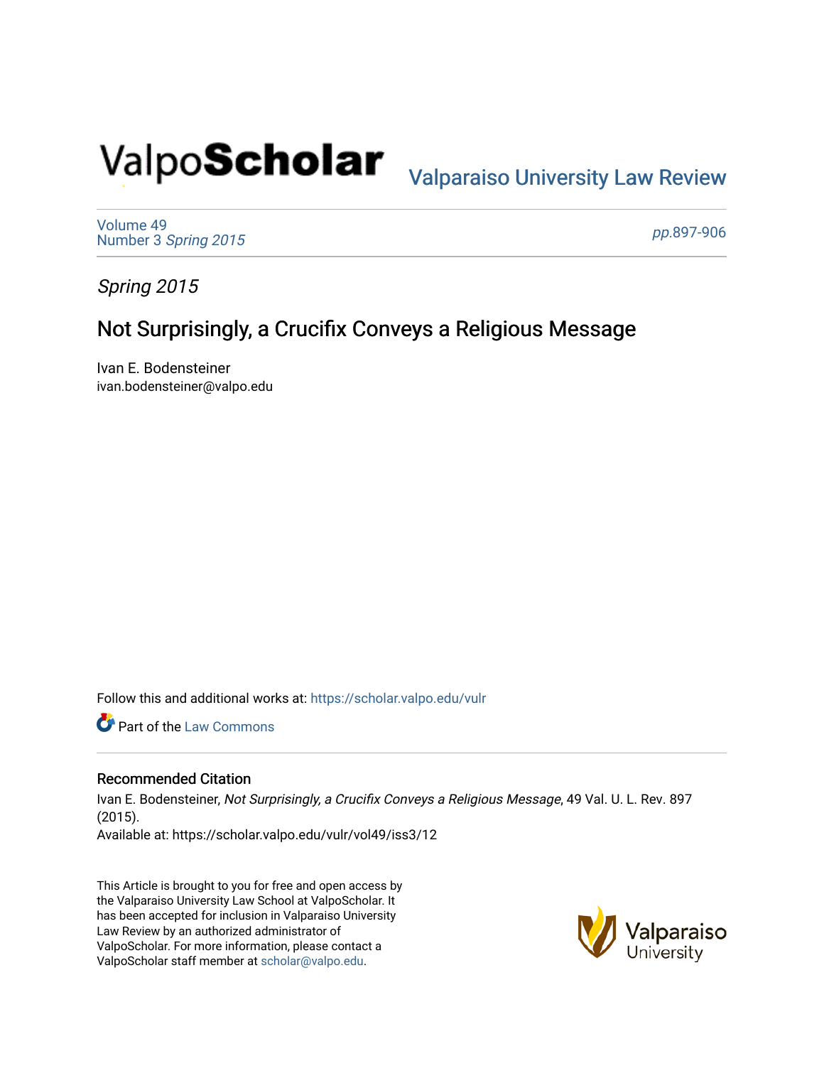ValpoScholar

Valparaiso University Law Review

Volume 49
Number 3 *Spring 2015*

*pp.*897-906

*Spring 2015*

# Not Surprisingly, a Crucifix Conveys a Religious Message

Ivan E. Bodensteiner
ivan.bodensteiner@valpo.edu

Follow this and additional works at: https://scholar.valpo.edu/vulr

Part of the Law Commons

### Recommended Citation

Ivan E. Bodensteiner, *Not Surprisingly, a Crucifix Conveys a Religious Message*, 49 Val. U. L. Rev. 897 (2015).
Available at: https://scholar.valpo.edu/vulr/vol49/iss3/12

This Article is brought to you for free and open access by the Valparaiso University Law School at ValpoScholar. It has been accepted for inclusion in Valparaiso University Law Review by an authorized administrator of ValpoScholar. For more information, please contact a ValpoScholar staff member at scholar@valpo.edu.

Valparaiso University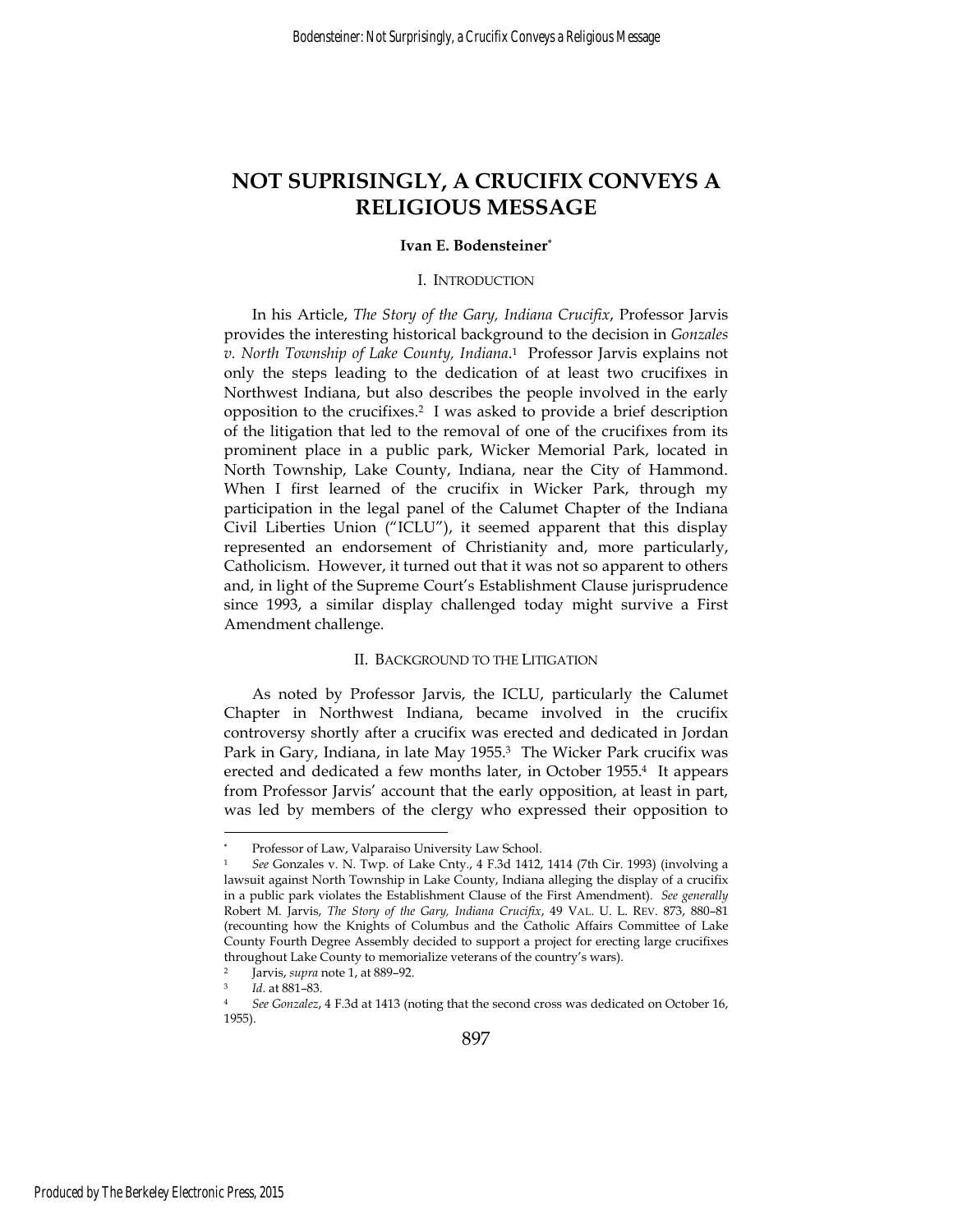# NOT SUPRISINGLY, A CRUCIFIX CONVEYS A RELIGIOUS MESSAGE

**Ivan E. Bodensteiner***

## I. INTRODUCTION

In his Article, *The Story of the Gary, Indiana Crucifix*, Professor Jarvis provides the interesting historical background to the decision in *Gonzales v. North Township of Lake County, Indiana*.[1] Professor Jarvis explains not only the steps leading to the dedication of at least two crucifixes in Northwest Indiana, but also describes the people involved in the early opposition to the crucifixes.[2] I was asked to provide a brief description of the litigation that led to the removal of one of the crucifixes from its prominent place in a public park, Wicker Memorial Park, located in North Township, Lake County, Indiana, near the City of Hammond. When I first learned of the crucifix in Wicker Park, through my participation in the legal panel of the Calumet Chapter of the Indiana Civil Liberties Union ("ICLU"), it seemed apparent that this display represented an endorsement of Christianity and, more particularly, Catholicism. However, it turned out that it was not so apparent to others and, in light of the Supreme Court's Establishment Clause jurisprudence since 1993, a similar display challenged today might survive a First Amendment challenge.

## II. BACKGROUND TO THE LITIGATION

As noted by Professor Jarvis, the ICLU, particularly the Calumet Chapter in Northwest Indiana, became involved in the crucifix controversy shortly after a crucifix was erected and dedicated in Jordan Park in Gary, Indiana, in late May 1955.[3] The Wicker Park crucifix was erected and dedicated a few months later, in October 1955.[4] It appears from Professor Jarvis' account that the early opposition, at least in part, was led by members of the clergy who expressed their opposition to

---

\* Professor of Law, Valparaiso University Law School.

[1] *See* Gonzales v. N. Twp. of Lake Cnty., 4 F.3d 1412, 1414 (7th Cir. 1993) (involving a lawsuit against North Township in Lake County, Indiana alleging the display of a crucifix in a public park violates the Establishment Clause of the First Amendment). *See generally* Robert M. Jarvis, *The Story of the Gary, Indiana Crucifix*, 49 VAL. U. L. REV. 873, 880–81 (recounting how the Knights of Columbus and the Catholic Affairs Committee of Lake County Fourth Degree Assembly decided to support a project for erecting large crucifixes throughout Lake County to memorialize veterans of the country's wars).

[2] Jarvis, *supra* note 1, at 889–92.

[3] *Id.* at 881–83.

[4] *See Gonzalez*, 4 F.3d at 1413 (noting that the second cross was dedicated on October 16, 1955).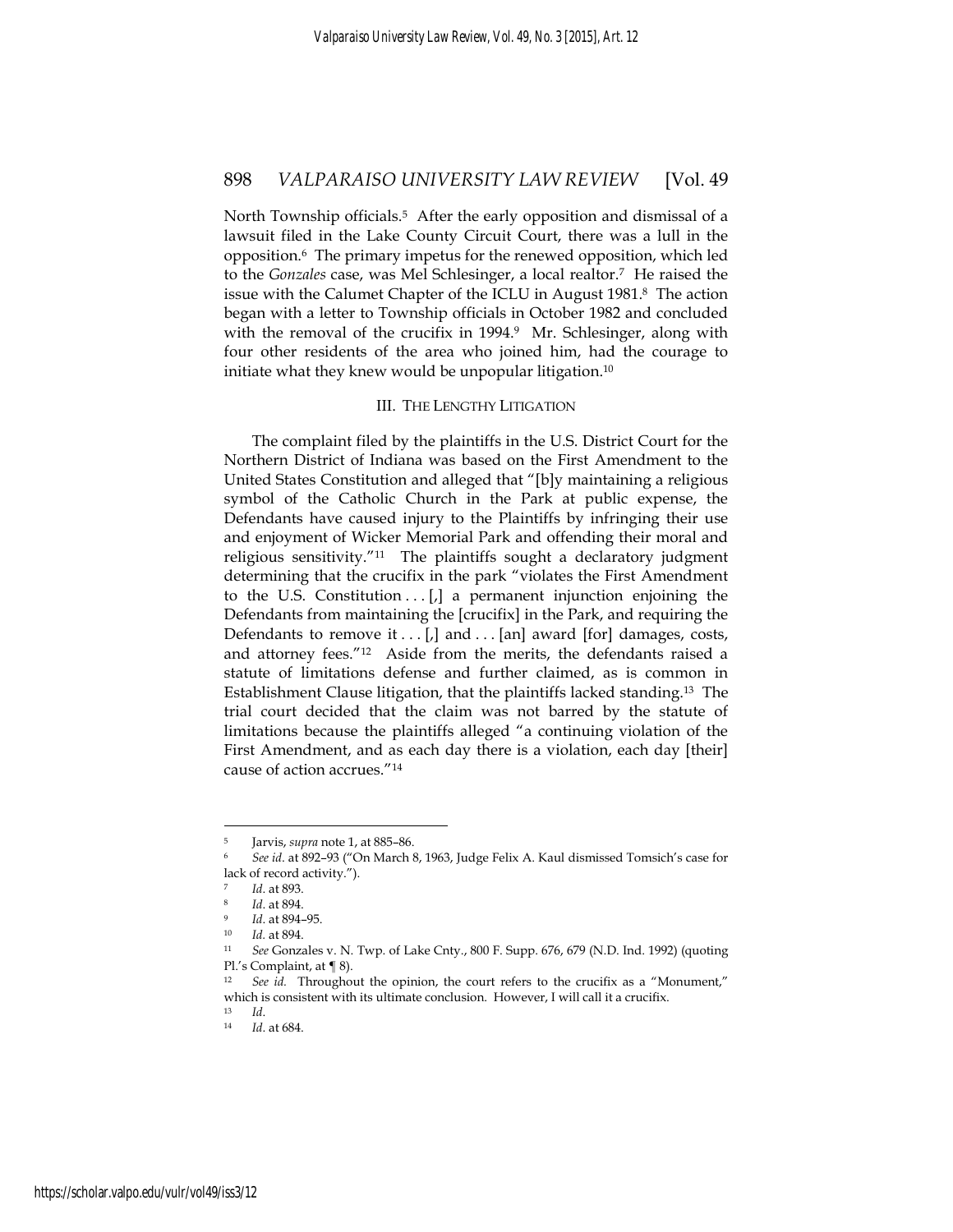North Township officials.[5] After the early opposition and dismissal of a lawsuit filed in the Lake County Circuit Court, there was a lull in the opposition.[6] The primary impetus for the renewed opposition, which led to the *Gonzales* case, was Mel Schlesinger, a local realtor.[7] He raised the issue with the Calumet Chapter of the ICLU in August 1981.[8] The action began with a letter to Township officials in October 1982 and concluded with the removal of the crucifix in 1994.[9] Mr. Schlesinger, along with four other residents of the area who joined him, had the courage to initiate what they knew would be unpopular litigation.[10]

### III. THE LENGTHY LITIGATION

The complaint filed by the plaintiffs in the U.S. District Court for the Northern District of Indiana was based on the First Amendment to the United States Constitution and alleged that "[b]y maintaining a religious symbol of the Catholic Church in the Park at public expense, the Defendants have caused injury to the Plaintiffs by infringing their use and enjoyment of Wicker Memorial Park and offending their moral and religious sensitivity."[11] The plaintiffs sought a declaratory judgment determining that the crucifix in the park "violates the First Amendment to the U.S. Constitution . . . [,] a permanent injunction enjoining the Defendants from maintaining the [crucifix] in the Park, and requiring the Defendants to remove it . . . [,] and . . . [an] award [for] damages, costs, and attorney fees."[12] Aside from the merits, the defendants raised a statute of limitations defense and further claimed, as is common in Establishment Clause litigation, that the plaintiffs lacked standing.[13] The trial court decided that the claim was not barred by the statute of limitations because the plaintiffs alleged "a continuing violation of the First Amendment, and as each day there is a violation, each day [their] cause of action accrues."[14]

---

[5] Jarvis, *supra* note 1, at 885–86.

[6] *See id.* at 892–93 ("On March 8, 1963, Judge Felix A. Kaul dismissed Tomsich's case for lack of record activity.").

[7] *Id.* at 893.

[8] *Id.* at 894.

[9] *Id.* at 894–95.

[10] *Id.* at 894.

[11] *See* Gonzales v. N. Twp. of Lake Cnty., 800 F. Supp. 676, 679 (N.D. Ind. 1992) (quoting Pl.'s Complaint, at ¶ 8).

[12] *See id.* Throughout the opinion, the court refers to the crucifix as a "Monument," which is consistent with its ultimate conclusion. However, I will call it a crucifix.

[13] *Id.*

[14] *Id.* at 684.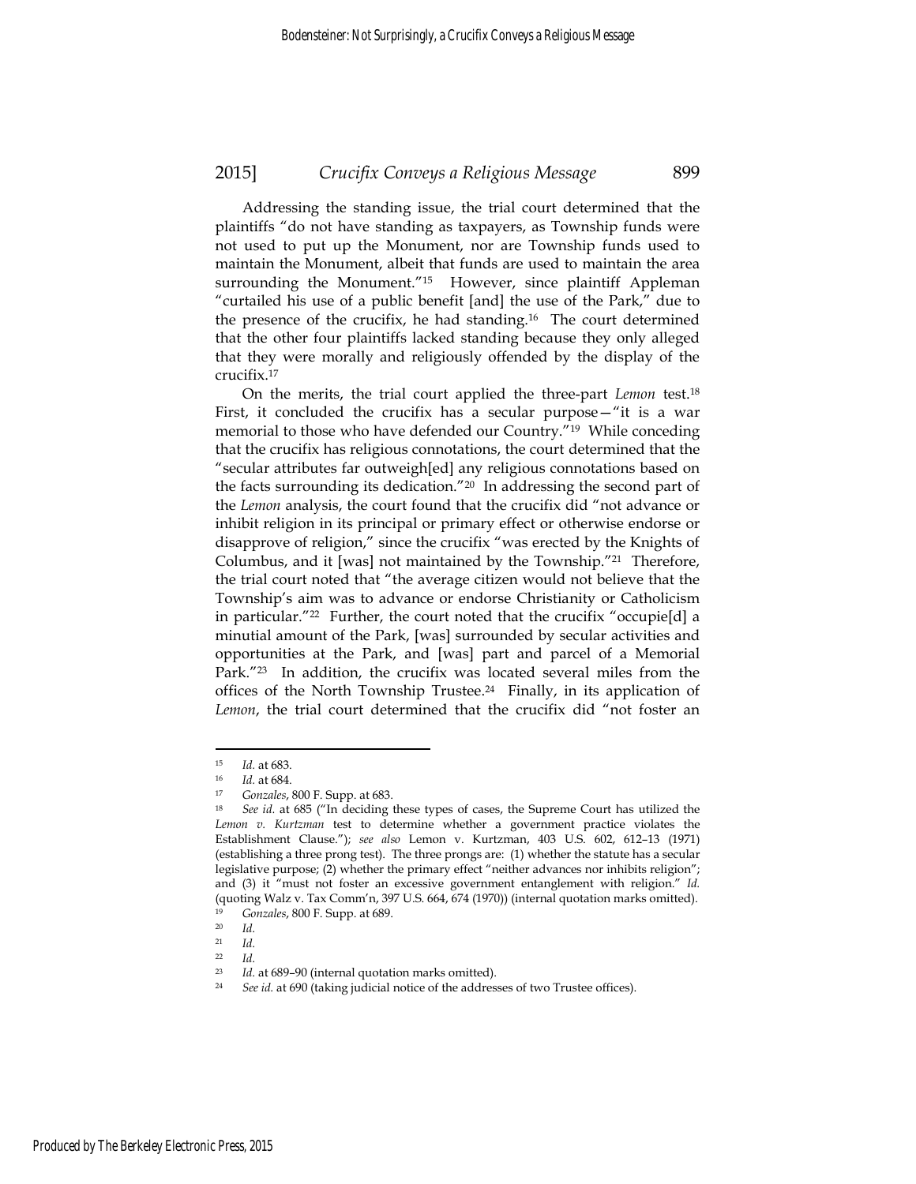Addressing the standing issue, the trial court determined that the plaintiffs "do not have standing as taxpayers, as Township funds were not used to put up the Monument, nor are Township funds used to maintain the Monument, albeit that funds are used to maintain the area surrounding the Monument."[15] However, since plaintiff Appleman "curtailed his use of a public benefit [and] the use of the Park," due to the presence of the crucifix, he had standing.[16] The court determined that the other four plaintiffs lacked standing because they only alleged that they were morally and religiously offended by the display of the crucifix.[17]

On the merits, the trial court applied the three-part *Lemon* test.[18] First, it concluded the crucifix has a secular purpose—"it is a war memorial to those who have defended our Country."[19] While conceding that the crucifix has religious connotations, the court determined that the "secular attributes far outweigh[ed] any religious connotations based on the facts surrounding its dedication."[20] In addressing the second part of the *Lemon* analysis, the court found that the crucifix did "not advance or inhibit religion in its principal or primary effect or otherwise endorse or disapprove of religion," since the crucifix "was erected by the Knights of Columbus, and it [was] not maintained by the Township."[21] Therefore, the trial court noted that "the average citizen would not believe that the Township's aim was to advance or endorse Christianity or Catholicism in particular."[22] Further, the court noted that the crucifix "occupie[d] a minutial amount of the Park, [was] surrounded by secular activities and opportunities at the Park, and [was] part and parcel of a Memorial Park."[23] In addition, the crucifix was located several miles from the offices of the North Township Trustee.[24] Finally, in its application of *Lemon*, the trial court determined that the crucifix did "not foster an

---

[15] *Id.* at 683.

[16] *Id.* at 684.

[17] *Gonzales*, 800 F. Supp. at 683.

[18] *See id.* at 685 ("In deciding these types of cases, the Supreme Court has utilized the *Lemon v. Kurtzman* test to determine whether a government practice violates the Establishment Clause."); *see also* Lemon v. Kurtzman, 403 U.S. 602, 612–13 (1971) (establishing a three prong test). The three prongs are: (1) whether the statute has a secular legislative purpose; (2) whether the primary effect "neither advances nor inhibits religion"; and (3) it "must not foster an excessive government entanglement with religion." *Id.* (quoting Walz v. Tax Comm'n, 397 U.S. 664, 674 (1970)) (internal quotation marks omitted).

[19] *Gonzales*, 800 F. Supp. at 689.

[20] *Id.*

[21] *Id.*

[22] *Id.*

[23] *Id.* at 689–90 (internal quotation marks omitted).

[24] *See id.* at 690 (taking judicial notice of the addresses of two Trustee offices).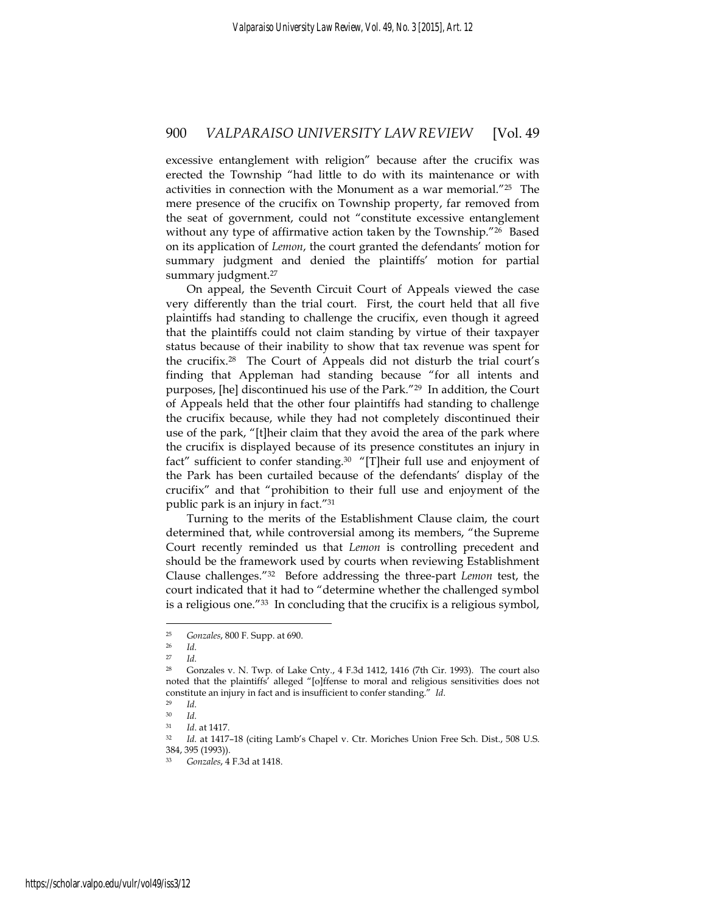excessive entanglement with religion" because after the crucifix was erected the Township "had little to do with its maintenance or with activities in connection with the Monument as a war memorial."[25] The mere presence of the crucifix on Township property, far removed from the seat of government, could not "constitute excessive entanglement without any type of affirmative action taken by the Township."[26] Based on its application of *Lemon*, the court granted the defendants' motion for summary judgment and denied the plaintiffs' motion for partial summary judgment.[27]

On appeal, the Seventh Circuit Court of Appeals viewed the case very differently than the trial court. First, the court held that all five plaintiffs had standing to challenge the crucifix, even though it agreed that the plaintiffs could not claim standing by virtue of their taxpayer status because of their inability to show that tax revenue was spent for the crucifix.[28] The Court of Appeals did not disturb the trial court's finding that Appleman had standing because "for all intents and purposes, [he] discontinued his use of the Park."[29] In addition, the Court of Appeals held that the other four plaintiffs had standing to challenge the crucifix because, while they had not completely discontinued their use of the park, "[t]heir claim that they avoid the area of the park where the crucifix is displayed because of its presence constitutes an injury in fact" sufficient to confer standing.[30] "[T]heir full use and enjoyment of the Park has been curtailed because of the defendants' display of the crucifix" and that "prohibition to their full use and enjoyment of the public park is an injury in fact."[31]

Turning to the merits of the Establishment Clause claim, the court determined that, while controversial among its members, "the Supreme Court recently reminded us that *Lemon* is controlling precedent and should be the framework used by courts when reviewing Establishment Clause challenges."[32] Before addressing the three-part *Lemon* test, the court indicated that it had to "determine whether the challenged symbol is a religious one."[33] In concluding that the crucifix is a religious symbol,

---

[25] *Gonzales*, 800 F. Supp. at 690.

[26] *Id.*

[27] *Id.*

[28] Gonzales v. N. Twp. of Lake Cnty., 4 F.3d 1412, 1416 (7th Cir. 1993). The court also noted that the plaintiffs' alleged "[o]ffense to moral and religious sensitivities does not constitute an injury in fact and is insufficient to confer standing." *Id.*

[29] *Id.*

[30] *Id.*

[31] *Id.* at 1417.

[32] *Id.* at 1417–18 (citing Lamb's Chapel v. Ctr. Moriches Union Free Sch. Dist., 508 U.S. 384, 395 (1993)).

[33] *Gonzales*, 4 F.3d at 1418.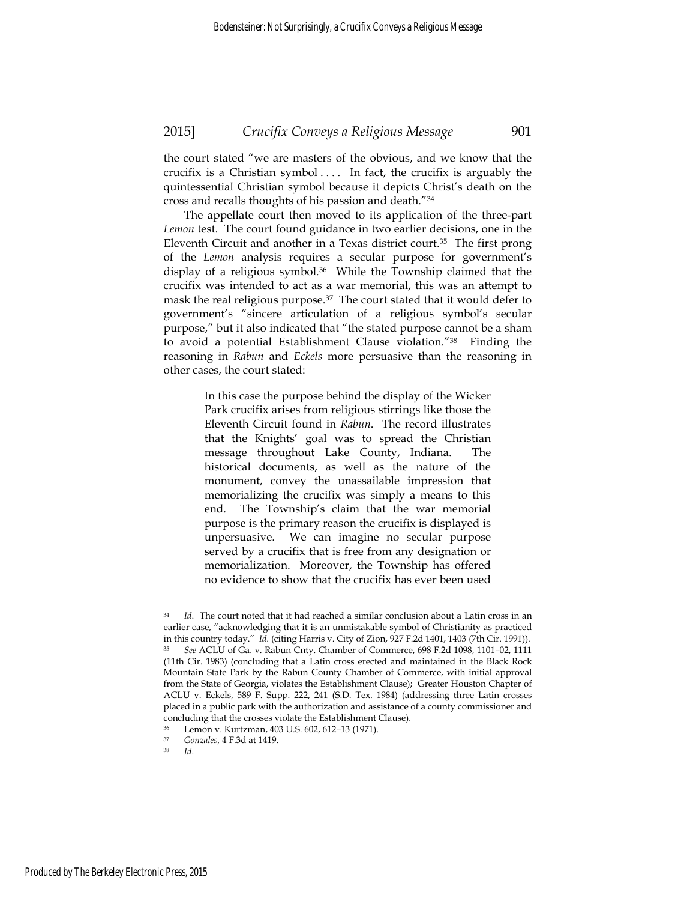the court stated "we are masters of the obvious, and we know that the crucifix is a Christian symbol . . . . In fact, the crucifix is arguably the quintessential Christian symbol because it depicts Christ's death on the cross and recalls thoughts of his passion and death."[34]

The appellate court then moved to its application of the three-part *Lemon* test. The court found guidance in two earlier decisions, one in the Eleventh Circuit and another in a Texas district court.[35] The first prong of the *Lemon* analysis requires a secular purpose for government's display of a religious symbol.[36] While the Township claimed that the crucifix was intended to act as a war memorial, this was an attempt to mask the real religious purpose.[37] The court stated that it would defer to government's "sincere articulation of a religious symbol's secular purpose," but it also indicated that "the stated purpose cannot be a sham to avoid a potential Establishment Clause violation."[38] Finding the reasoning in *Rabun* and *Eckels* more persuasive than the reasoning in other cases, the court stated:

> In this case the purpose behind the display of the Wicker Park crucifix arises from religious stirrings like those the Eleventh Circuit found in *Rabun*. The record illustrates that the Knights' goal was to spread the Christian message throughout Lake County, Indiana. The historical documents, as well as the nature of the monument, convey the unassailable impression that memorializing the crucifix was simply a means to this end. The Township's claim that the war memorial purpose is the primary reason the crucifix is displayed is unpersuasive. We can imagine no secular purpose served by a crucifix that is free from any designation or memorialization. Moreover, the Township has offered no evidence to show that the crucifix has ever been used

---

[34] *Id*. The court noted that it had reached a similar conclusion about a Latin cross in an earlier case, "acknowledging that it is an unmistakable symbol of Christianity as practiced in this country today." *Id*. (citing Harris v. City of Zion, 927 F.2d 1401, 1403 (7th Cir. 1991)).

[35] *See* ACLU of Ga. v. Rabun Cnty. Chamber of Commerce, 698 F.2d 1098, 1101–02, 1111 (11th Cir. 1983) (concluding that a Latin cross erected and maintained in the Black Rock Mountain State Park by the Rabun County Chamber of Commerce, with initial approval from the State of Georgia, violates the Establishment Clause); Greater Houston Chapter of ACLU v. Eckels, 589 F. Supp. 222, 241 (S.D. Tex. 1984) (addressing three Latin crosses placed in a public park with the authorization and assistance of a county commissioner and concluding that the crosses violate the Establishment Clause).

[36] Lemon v. Kurtzman, 403 U.S. 602, 612–13 (1971).

[37] *Gonzales*, 4 F.3d at 1419.

[38] *Id*.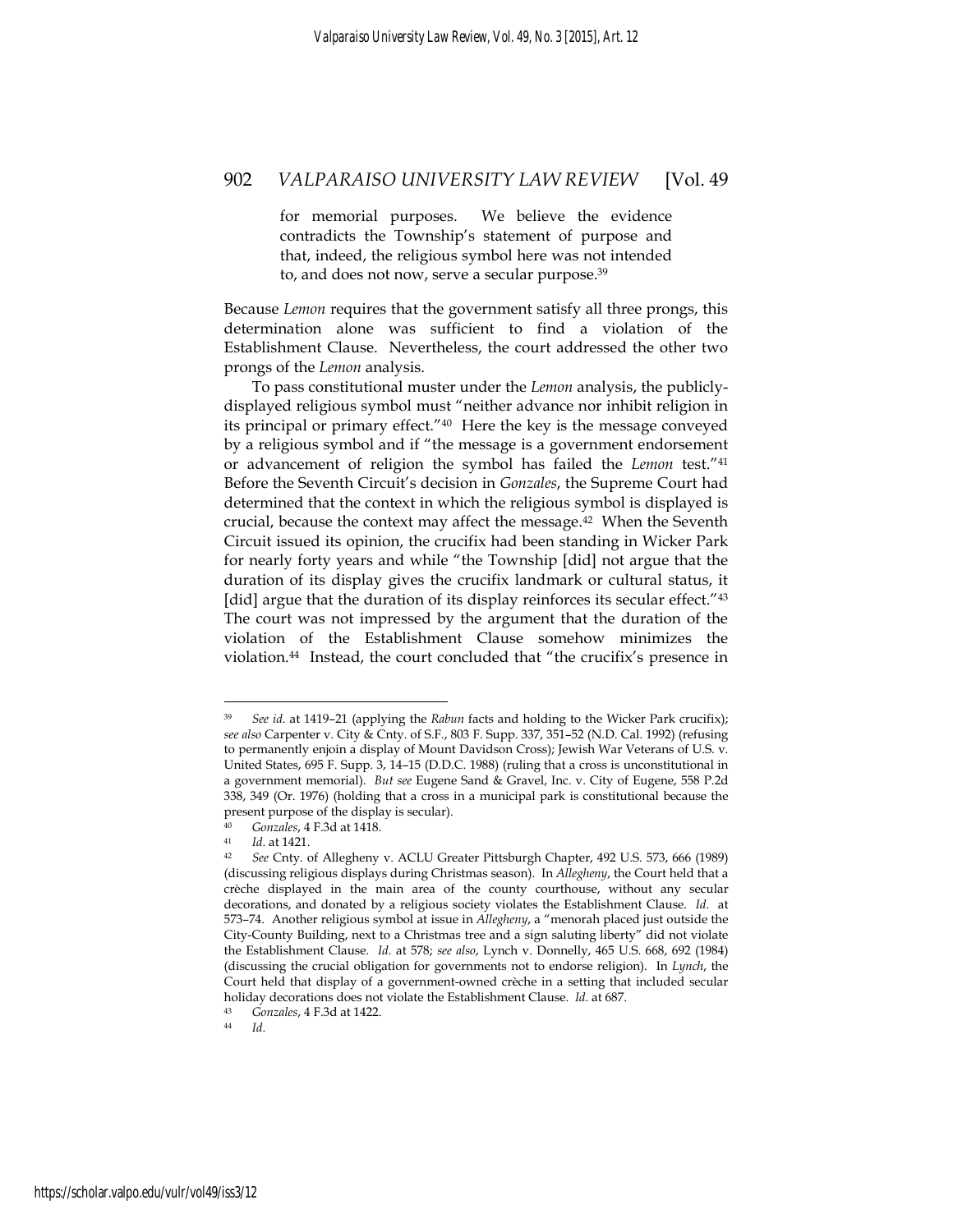> for memorial purposes. We believe the evidence contradicts the Township's statement of purpose and that, indeed, the religious symbol here was not intended to, and does not now, serve a secular purpose.[39]

Because *Lemon* requires that the government satisfy all three prongs, this determination alone was sufficient to find a violation of the Establishment Clause. Nevertheless, the court addressed the other two prongs of the *Lemon* analysis.

To pass constitutional muster under the *Lemon* analysis, the publicly-displayed religious symbol must "neither advance nor inhibit religion in its principal or primary effect."[40] Here the key is the message conveyed by a religious symbol and if "the message is a government endorsement or advancement of religion the symbol has failed the *Lemon* test."[41] Before the Seventh Circuit's decision in *Gonzales*, the Supreme Court had determined that the context in which the religious symbol is displayed is crucial, because the context may affect the message.[42] When the Seventh Circuit issued its opinion, the crucifix had been standing in Wicker Park for nearly forty years and while "the Township [did] not argue that the duration of its display gives the crucifix landmark or cultural status, it [did] argue that the duration of its display reinforces its secular effect."[43] The court was not impressed by the argument that the duration of the violation of the Establishment Clause somehow minimizes the violation.[44] Instead, the court concluded that "the crucifix's presence in

---

[39] *See id.* at 1419–21 (applying the *Rabun* facts and holding to the Wicker Park crucifix); *see also* Carpenter v. City & Cnty. of S.F., 803 F. Supp. 337, 351–52 (N.D. Cal. 1992) (refusing to permanently enjoin a display of Mount Davidson Cross); Jewish War Veterans of U.S. v. United States, 695 F. Supp. 3, 14–15 (D.D.C. 1988) (ruling that a cross is unconstitutional in a government memorial). *But see* Eugene Sand & Gravel, Inc. v. City of Eugene, 558 P.2d 338, 349 (Or. 1976) (holding that a cross in a municipal park is constitutional because the present purpose of the display is secular).

[40] *Gonzales*, 4 F.3d at 1418.

[41] *Id.* at 1421.

[42] *See* Cnty. of Allegheny v. ACLU Greater Pittsburgh Chapter, 492 U.S. 573, 666 (1989) (discussing religious displays during Christmas season). In *Allegheny*, the Court held that a crèche displayed in the main area of the county courthouse, without any secular decorations, and donated by a religious society violates the Establishment Clause. *Id.* at 573–74. Another religious symbol at issue in *Allegheny*, a "menorah placed just outside the City-County Building, next to a Christmas tree and a sign saluting liberty" did not violate the Establishment Clause. *Id.* at 578; *see also*, Lynch v. Donnelly, 465 U.S. 668, 692 (1984) (discussing the crucial obligation for governments not to endorse religion). In *Lynch*, the Court held that display of a government-owned crèche in a setting that included secular holiday decorations does not violate the Establishment Clause. *Id.* at 687.

[43] *Gonzales*, 4 F.3d at 1422.

[44] *Id.*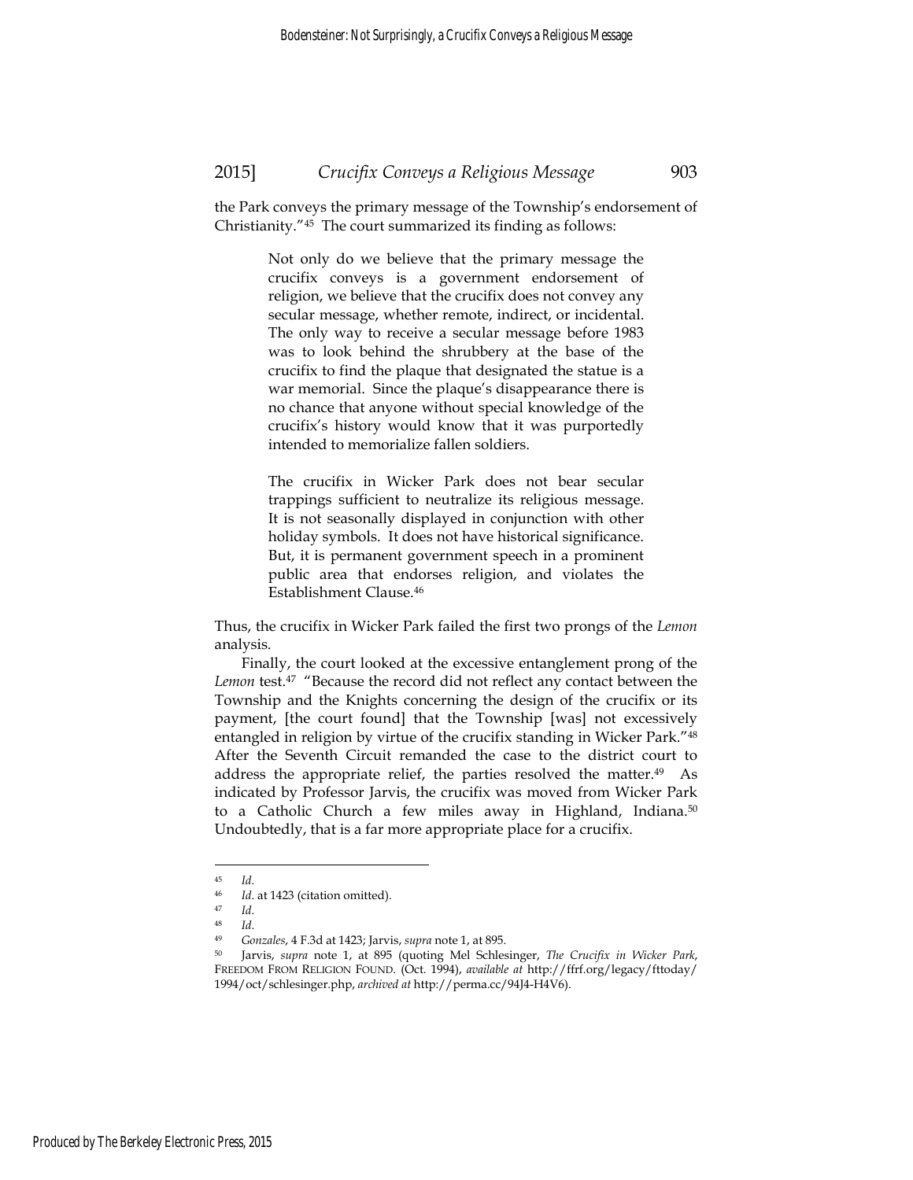the Park conveys the primary message of the Township's endorsement of Christianity."[45] The court summarized its finding as follows:

> Not only do we believe that the primary message the crucifix conveys is a government endorsement of religion, we believe that the crucifix does not convey any secular message, whether remote, indirect, or incidental. The only way to receive a secular message before 1983 was to look behind the shrubbery at the base of the crucifix to find the plaque that designated the statue is a war memorial. Since the plaque's disappearance there is no chance that anyone without special knowledge of the crucifix's history would know that it was purportedly intended to memorialize fallen soldiers.
>
> The crucifix in Wicker Park does not bear secular trappings sufficient to neutralize its religious message. It is not seasonally displayed in conjunction with other holiday symbols. It does not have historical significance. But, it is permanent government speech in a prominent public area that endorses religion, and violates the Establishment Clause.[46]

Thus, the crucifix in Wicker Park failed the first two prongs of the *Lemon* analysis.

Finally, the court looked at the excessive entanglement prong of the *Lemon* test.[47] "Because the record did not reflect any contact between the Township and the Knights concerning the design of the crucifix or its payment, [the court found] that the Township [was] not excessively entangled in religion by virtue of the crucifix standing in Wicker Park."[48] After the Seventh Circuit remanded the case to the district court to address the appropriate relief, the parties resolved the matter.[49] As indicated by Professor Jarvis, the crucifix was moved from Wicker Park to a Catholic Church a few miles away in Highland, Indiana.[50] Undoubtedly, that is a far more appropriate place for a crucifix.

---

[45] *Id.*

[46] *Id.* at 1423 (citation omitted).

[47] *Id.*

[48] *Id.*

[49] *Gonzales*, 4 F.3d at 1423; Jarvis, *supra* note 1, at 895.

[50] Jarvis, *supra* note 1, at 895 (quoting Mel Schlesinger, *The Crucifix in Wicker Park*, FREEDOM FROM RELIGION FOUND. (Oct. 1994), *available at* http://ffrf.org/legacy/fttoday/1994/oct/schlesinger.php, *archived at* http://perma.cc/94J4-H4V6).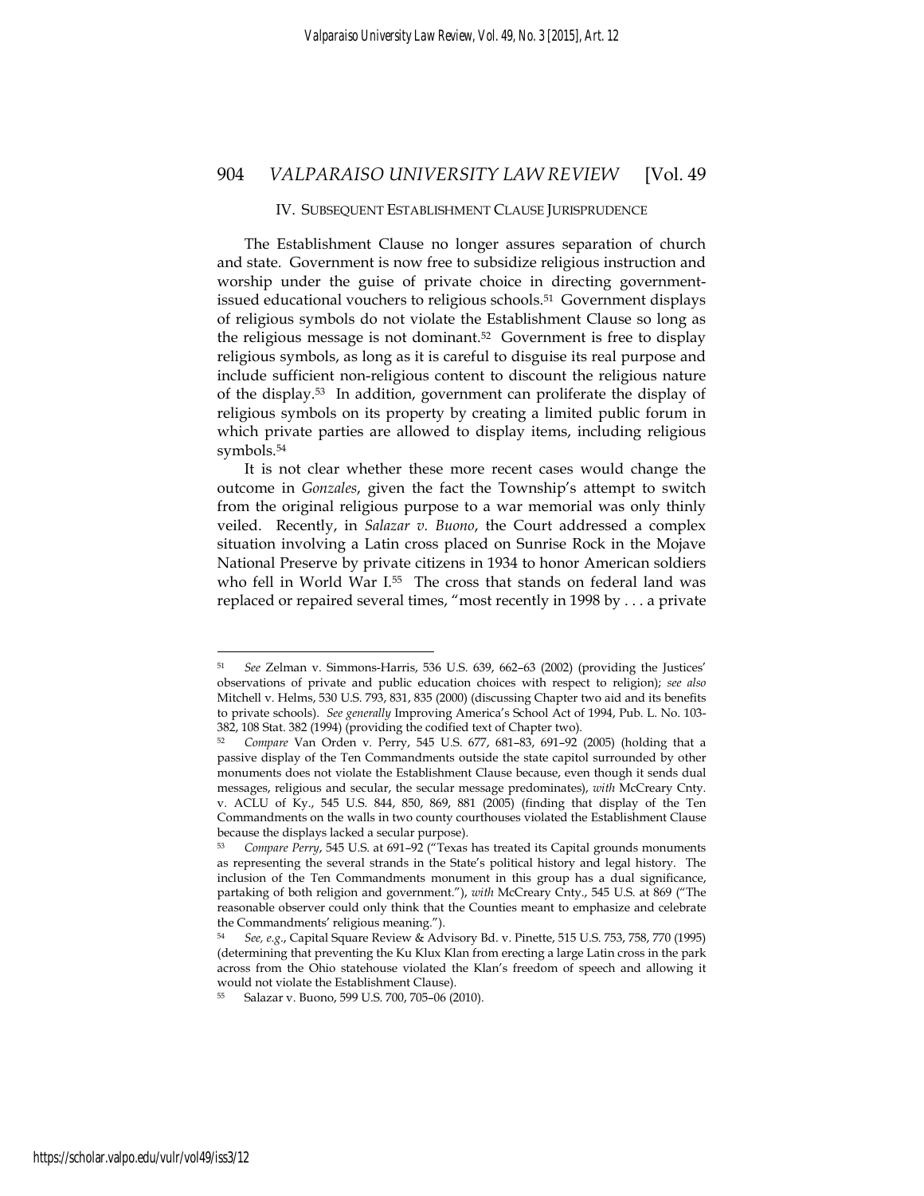## IV. SUBSEQUENT ESTABLISHMENT CLAUSE JURISPRUDENCE

The Establishment Clause no longer assures separation of church and state. Government is now free to subsidize religious instruction and worship under the guise of private choice in directing government-issued educational vouchers to religious schools.[51] Government displays of religious symbols do not violate the Establishment Clause so long as the religious message is not dominant.[52] Government is free to display religious symbols, as long as it is careful to disguise its real purpose and include sufficient non-religious content to discount the religious nature of the display.[53] In addition, government can proliferate the display of religious symbols on its property by creating a limited public forum in which private parties are allowed to display items, including religious symbols.[54]

It is not clear whether these more recent cases would change the outcome in *Gonzales*, given the fact the Township's attempt to switch from the original religious purpose to a war memorial was only thinly veiled. Recently, in *Salazar v. Buono*, the Court addressed a complex situation involving a Latin cross placed on Sunrise Rock in the Mojave National Preserve by private citizens in 1934 to honor American soldiers who fell in World War I.[55] The cross that stands on federal land was replaced or repaired several times, "most recently in 1998 by . . . a private

---

[51] *See* Zelman v. Simmons-Harris, 536 U.S. 639, 662–63 (2002) (providing the Justices' observations of private and public education choices with respect to religion); *see also* Mitchell v. Helms, 530 U.S. 793, 831, 835 (2000) (discussing Chapter two aid and its benefits to private schools). *See generally* Improving America's School Act of 1994, Pub. L. No. 103-382, 108 Stat. 382 (1994) (providing the codified text of Chapter two).

[52] *Compare* Van Orden v. Perry, 545 U.S. 677, 681–83, 691–92 (2005) (holding that a passive display of the Ten Commandments outside the state capitol surrounded by other monuments does not violate the Establishment Clause because, even though it sends dual messages, religious and secular, the secular message predominates), *with* McCreary Cnty. v. ACLU of Ky., 545 U.S. 844, 850, 869, 881 (2005) (finding that display of the Ten Commandments on the walls in two county courthouses violated the Establishment Clause because the displays lacked a secular purpose).

[53] *Compare Perry*, 545 U.S. at 691–92 ("Texas has treated its Capital grounds monuments as representing the several strands in the State's political history and legal history. The inclusion of the Ten Commandments monument in this group has a dual significance, partaking of both religion and government."), *with* McCreary Cnty., 545 U.S. at 869 ("The reasonable observer could only think that the Counties meant to emphasize and celebrate the Commandments' religious meaning.").

[54] *See, e.g.*, Capital Square Review & Advisory Bd. v. Pinette, 515 U.S. 753, 758, 770 (1995) (determining that preventing the Ku Klux Klan from erecting a large Latin cross in the park across from the Ohio statehouse violated the Klan's freedom of speech and allowing it would not violate the Establishment Clause).

[55] Salazar v. Buono, 599 U.S. 700, 705–06 (2010).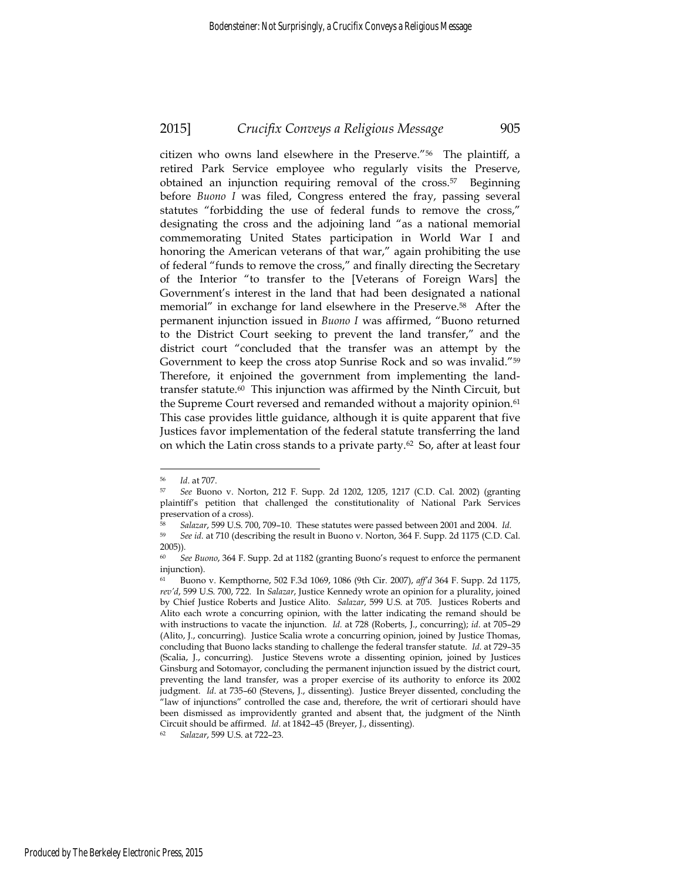citizen who owns land elsewhere in the Preserve."[56] The plaintiff, a retired Park Service employee who regularly visits the Preserve, obtained an injunction requiring removal of the cross.[57] Beginning before *Buono I* was filed, Congress entered the fray, passing several statutes "forbidding the use of federal funds to remove the cross," designating the cross and the adjoining land "as a national memorial commemorating United States participation in World War I and honoring the American veterans of that war," again prohibiting the use of federal "funds to remove the cross," and finally directing the Secretary of the Interior "to transfer to the [Veterans of Foreign Wars] the Government's interest in the land that had been designated a national memorial" in exchange for land elsewhere in the Preserve.[58] After the permanent injunction issued in *Buono I* was affirmed, "Buono returned to the District Court seeking to prevent the land transfer," and the district court "concluded that the transfer was an attempt by the Government to keep the cross atop Sunrise Rock and so was invalid."[59] Therefore, it enjoined the government from implementing the land-transfer statute.[60] This injunction was affirmed by the Ninth Circuit, but the Supreme Court reversed and remanded without a majority opinion.[61] This case provides little guidance, although it is quite apparent that five Justices favor implementation of the federal statute transferring the land on which the Latin cross stands to a private party.[62] So, after at least four

---

[56] *Id.* at 707.

[57] *See* Buono v. Norton, 212 F. Supp. 2d 1202, 1205, 1217 (C.D. Cal. 2002) (granting plaintiff's petition that challenged the constitutionality of National Park Services preservation of a cross).

[58] *Salazar*, 599 U.S. 700, 709–10. These statutes were passed between 2001 and 2004. *Id.*

[59] *See id.* at 710 (describing the result in Buono v. Norton, 364 F. Supp. 2d 1175 (C.D. Cal. 2005)).

[60] *See Buono*, 364 F. Supp. 2d at 1182 (granting Buono's request to enforce the permanent injunction).

[61] Buono v. Kempthorne, 502 F.3d 1069, 1086 (9th Cir. 2007), *aff'd* 364 F. Supp. 2d 1175, *rev'd*, 599 U.S. 700, 722. In *Salazar*, Justice Kennedy wrote an opinion for a plurality, joined by Chief Justice Roberts and Justice Alito. *Salazar*, 599 U.S. at 705. Justices Roberts and Alito each wrote a concurring opinion, with the latter indicating the remand should be with instructions to vacate the injunction. *Id.* at 728 (Roberts, J., concurring); *id.* at 705–29 (Alito, J., concurring). Justice Scalia wrote a concurring opinion, joined by Justice Thomas, concluding that Buono lacks standing to challenge the federal transfer statute. *Id.* at 729–35 (Scalia, J., concurring). Justice Stevens wrote a dissenting opinion, joined by Justices Ginsburg and Sotomayor, concluding the permanent injunction issued by the district court, preventing the land transfer, was a proper exercise of its authority to enforce its 2002 judgment. *Id.* at 735–60 (Stevens, J., dissenting). Justice Breyer dissented, concluding the "law of injunctions" controlled the case and, therefore, the writ of certiorari should have been dismissed as improvidently granted and absent that, the judgment of the Ninth Circuit should be affirmed. *Id.* at 1842–45 (Breyer, J., dissenting).

[62] *Salazar*, 599 U.S. at 722–23.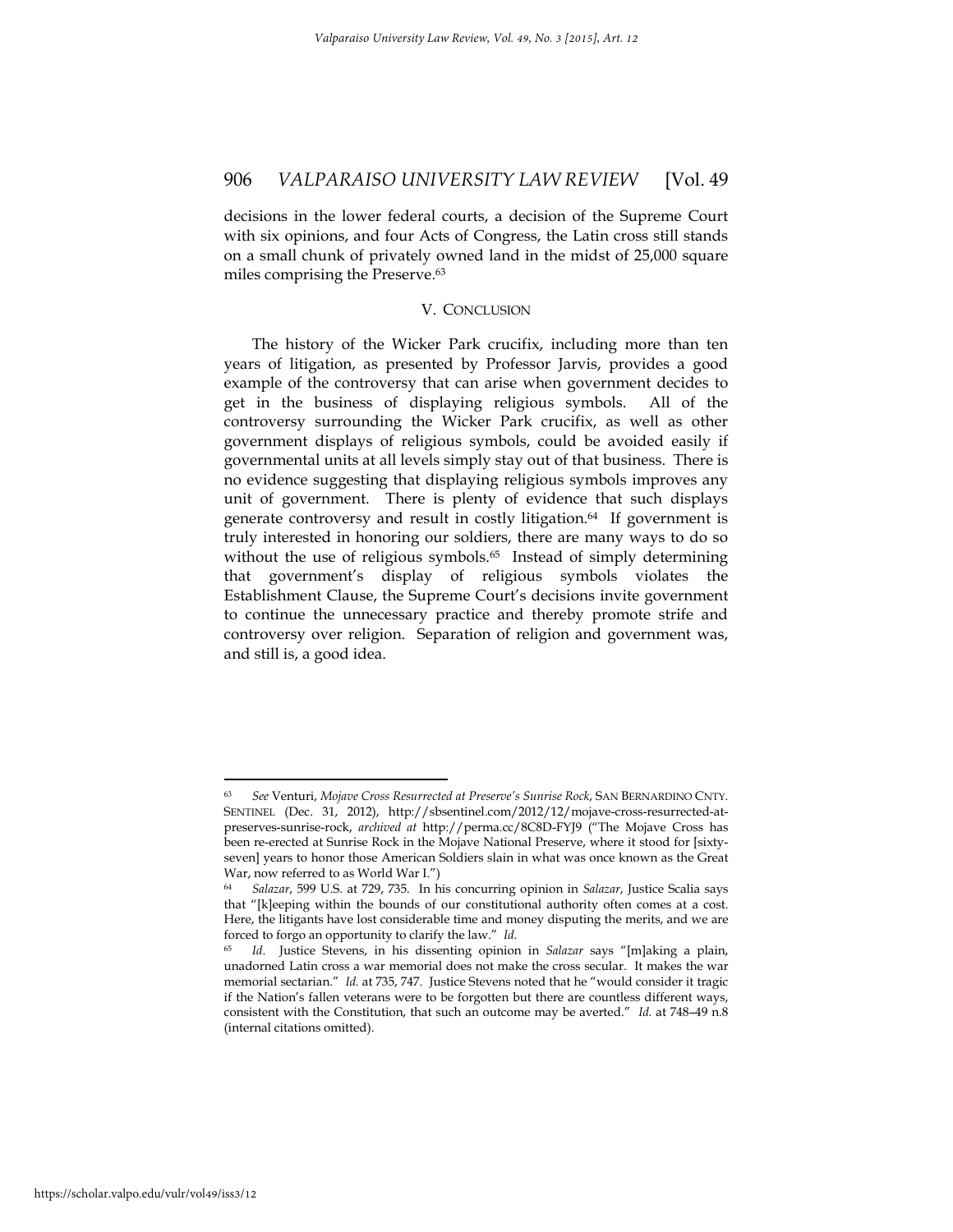decisions in the lower federal courts, a decision of the Supreme Court with six opinions, and four Acts of Congress, the Latin cross still stands on a small chunk of privately owned land in the midst of 25,000 square miles comprising the Preserve.[63]

## V. CONCLUSION

The history of the Wicker Park crucifix, including more than ten years of litigation, as presented by Professor Jarvis, provides a good example of the controversy that can arise when government decides to get in the business of displaying religious symbols. All of the controversy surrounding the Wicker Park crucifix, as well as other government displays of religious symbols, could be avoided easily if governmental units at all levels simply stay out of that business. There is no evidence suggesting that displaying religious symbols improves any unit of government. There is plenty of evidence that such displays generate controversy and result in costly litigation.[64] If government is truly interested in honoring our soldiers, there are many ways to do so without the use of religious symbols.[65] Instead of simply determining that government's display of religious symbols violates the Establishment Clause, the Supreme Court's decisions invite government to continue the unnecessary practice and thereby promote strife and controversy over religion. Separation of religion and government was, and still is, a good idea.

---

[63] *See* Venturi, *Mojave Cross Resurrected at Preserve's Sunrise Rock*, SAN BERNARDINO CNTY. SENTINEL (Dec. 31, 2012), http://sbsentinel.com/2012/12/mojave-cross-resurrected-at-preserves-sunrise-rock, *archived at* http://perma.cc/8C8D-FYJ9 ("The Mojave Cross has been re-erected at Sunrise Rock in the Mojave National Preserve, where it stood for [sixty-seven] years to honor those American Soldiers slain in what was once known as the Great War, now referred to as World War I.")

[64] *Salazar*, 599 U.S. at 729, 735. In his concurring opinion in *Salazar*, Justice Scalia says that "[k]eeping within the bounds of our constitutional authority often comes at a cost. Here, the litigants have lost considerable time and money disputing the merits, and we are forced to forgo an opportunity to clarify the law." *Id.*

[65] *Id.* Justice Stevens, in his dissenting opinion in *Salazar* says "[m]aking a plain, unadorned Latin cross a war memorial does not make the cross secular. It makes the war memorial sectarian." *Id.* at 735, 747. Justice Stevens noted that he "would consider it tragic if the Nation's fallen veterans were to be forgotten but there are countless different ways, consistent with the Constitution, that such an outcome may be averted." *Id.* at 748–49 n.8 (internal citations omitted).